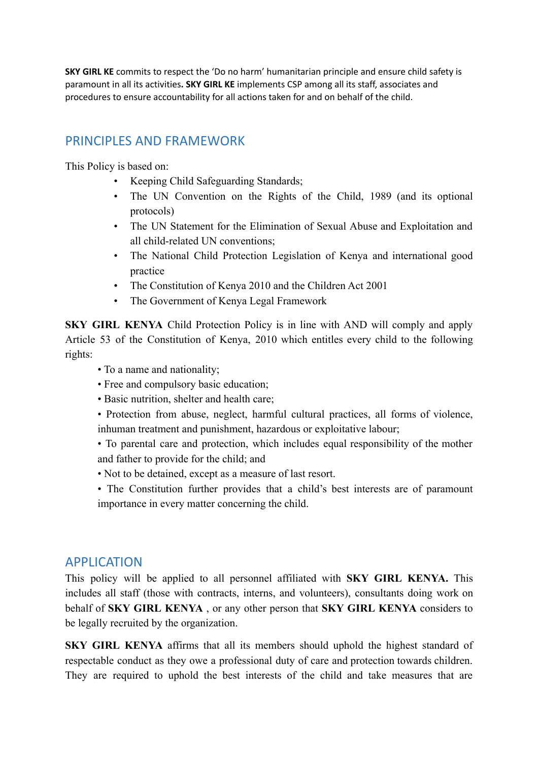**SKY GIRL KE** commits to respect the 'Do no harm' humanitarian principle and ensure child safety is paramount in all its activities**. SKY GIRL KE** implements CSP among all its staff, associates and procedures to ensure accountability for all actions taken for and on behalf of the child.

## PRINCIPLES AND FRAMEWORK

This Policy is based on:

- Keeping Child Safeguarding Standards;
- The UN Convention on the Rights of the Child, 1989 (and its optional protocols)
- The UN Statement for the Elimination of Sexual Abuse and Exploitation and all child-related UN conventions;
- The National Child Protection Legislation of Kenya and international good practice
- The Constitution of Kenya 2010 and the Children Act 2001
- The Government of Kenya Legal Framework

**SKY GIRL KENYA** Child Protection Policy is in line with AND will comply and apply Article 53 of the Constitution of Kenya, 2010 which entitles every child to the following rights:

- To a name and nationality;
- Free and compulsory basic education;
- Basic nutrition, shelter and health care;
- Protection from abuse, neglect, harmful cultural practices, all forms of violence, inhuman treatment and punishment, hazardous or exploitative labour;
- To parental care and protection, which includes equal responsibility of the mother and father to provide for the child; and
- Not to be detained, except as a measure of last resort.
- The Constitution further provides that a child's best interests are of paramount importance in every matter concerning the child.

## APPLICATION

This policy will be applied to all personnel affiliated with **SKY GIRL KENYA.** This includes all staff (those with contracts, interns, and volunteers), consultants doing work on behalf of **SKY GIRL KENYA** , or any other person that **SKY GIRL KENYA** considers to be legally recruited by the organization.

**SKY GIRL KENYA** affirms that all its members should uphold the highest standard of respectable conduct as they owe a professional duty of care and protection towards children. They are required to uphold the best interests of the child and take measures that are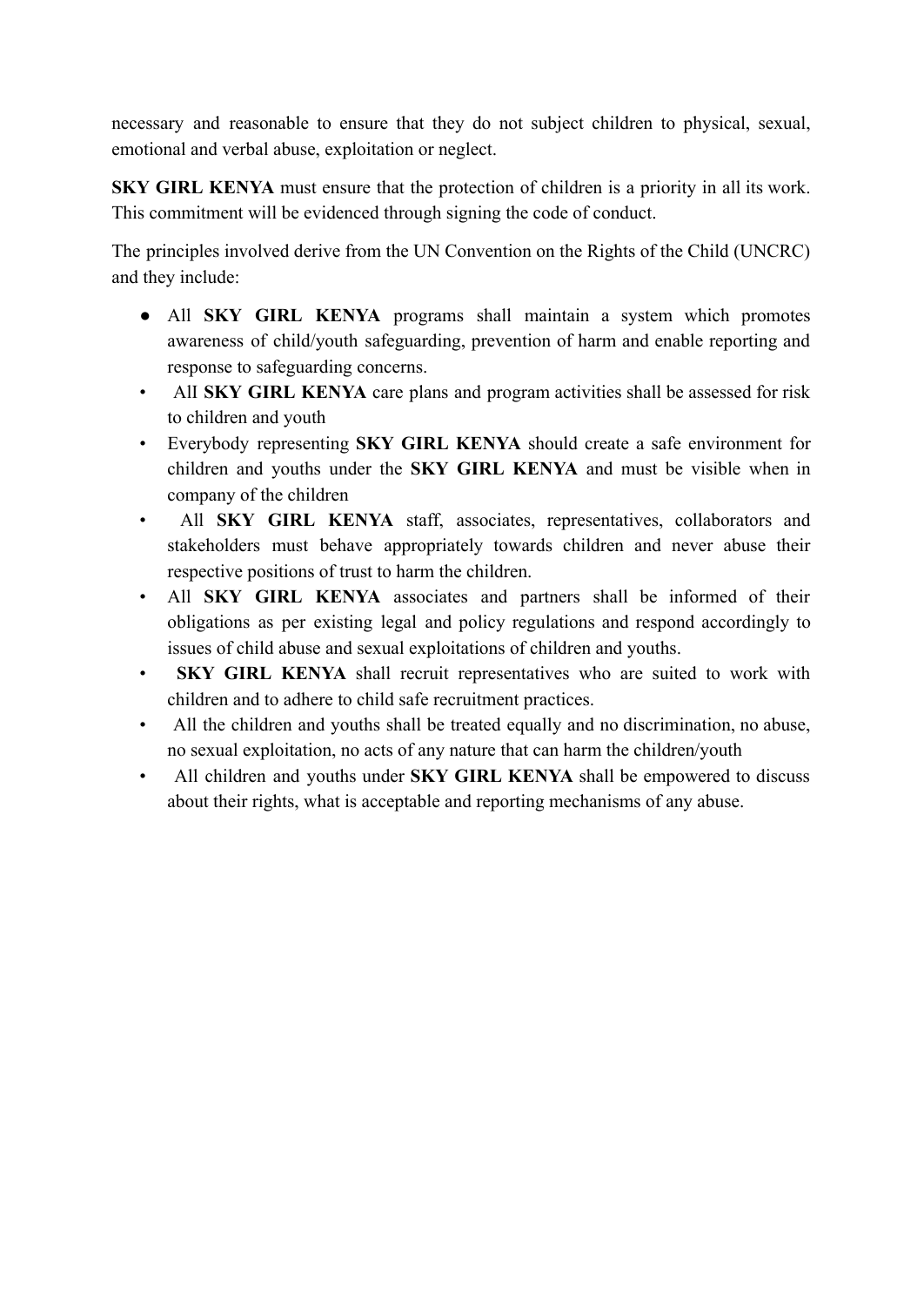necessary and reasonable to ensure that they do not subject children to physical, sexual, emotional and verbal abuse, exploitation or neglect.

**SKY GIRL KENYA** must ensure that the protection of children is a priority in all its work. This commitment will be evidenced through signing the code of conduct.

The principles involved derive from the UN Convention on the Rights of the Child (UNCRC) and they include:

- All **SKY GIRL KENYA** programs shall maintain a system which promotes awareness of child/youth safeguarding, prevention of harm and enable reporting and response to safeguarding concerns.
- All **SKY GIRL KENYA** care plans and program activities shall be assessed for risk to children and youth
- Everybody representing **SKY GIRL KENYA** should create a safe environment for children and youths under the **SKY GIRL KENYA** and must be visible when in company of the children
- All **SKY GIRL KENYA** staff, associates, representatives, collaborators and stakeholders must behave appropriately towards children and never abuse their respective positions of trust to harm the children.
- All **SKY GIRL KENYA** associates and partners shall be informed of their obligations as per existing legal and policy regulations and respond accordingly to issues of child abuse and sexual exploitations of children and youths.
- **SKY GIRL KENYA** shall recruit representatives who are suited to work with children and to adhere to child safe recruitment practices.
- All the children and youths shall be treated equally and no discrimination, no abuse, no sexual exploitation, no acts of any nature that can harm the children/youth
- All children and youths under **SKY GIRL KENYA** shall be empowered to discuss about their rights, what is acceptable and reporting mechanisms of any abuse.